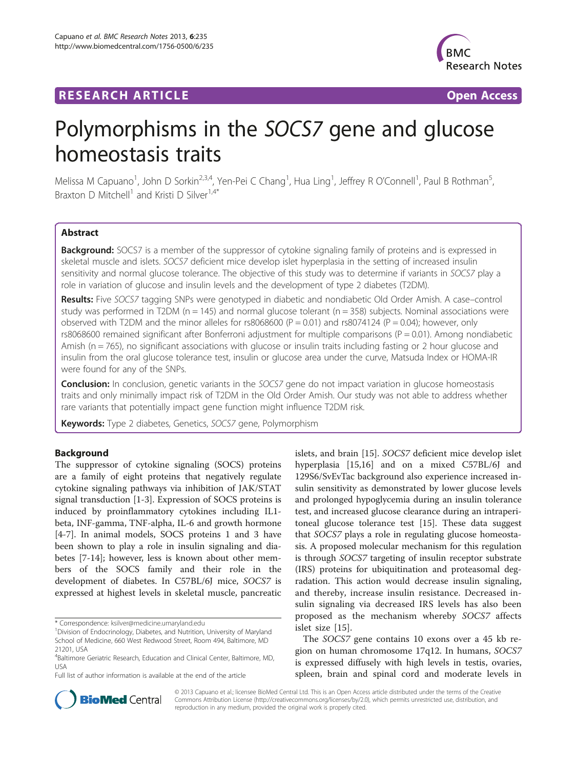RESEARCH ARTICLE Open Access

# Polymorphisms in the *SOCS7* gene and glucose homeostasis traits

Melissa M Capuano[1], John D Sorkin[2,3,4], Yen-Pei C Chang[1], Hua Ling[1], Jeffrey R O'Connell[1], Paul B Rothman[5], Braxton D Mitchell[1] and Kristi D Silver[1,4*]

## Abstract

**Background:** SOCS7 is a member of the suppressor of cytokine signaling family of proteins and is expressed in skeletal muscle and islets. *SOCS7* deficient mice develop islet hyperplasia in the setting of increased insulin sensitivity and normal glucose tolerance. The objective of this study was to determine if variants in *SOCS7* play a role in variation of glucose and insulin levels and the development of type 2 diabetes (T2DM).

**Results:** Five *SOCS7* tagging SNPs were genotyped in diabetic and nondiabetic Old Order Amish. A case–control study was performed in T2DM (n = 145) and normal glucose tolerant (n = 358) subjects. Nominal associations were observed with T2DM and the minor alleles for rs8068600 (P = 0.01) and rs8074124 (P = 0.04); however, only rs8068600 remained significant after Bonferroni adjustment for multiple comparisons (P = 0.01). Among nondiabetic Amish (n = 765), no significant associations with glucose or insulin traits including fasting or 2 hour glucose and insulin from the oral glucose tolerance test, insulin or glucose area under the curve, Matsuda Index or HOMA-IR were found for any of the SNPs.

**Conclusion:** In conclusion, genetic variants in the *SOCS7* gene do not impact variation in glucose homeostasis traits and only minimally impact risk of T2DM in the Old Order Amish. Our study was not able to address whether rare variants that potentially impact gene function might influence T2DM risk.

**Keywords:** Type 2 diabetes, Genetics, *SOCS7* gene, Polymorphism

## Background

The suppressor of cytokine signaling (SOCS) proteins are a family of eight proteins that negatively regulate cytokine signaling pathways via inhibition of JAK/STAT signal transduction [1-3]. Expression of SOCS proteins is induced by proinflammatory cytokines including IL1-beta, INF-gamma, TNF-alpha, IL-6 and growth hormone [4-7]. In animal models, SOCS proteins 1 and 3 have been shown to play a role in insulin signaling and diabetes [7-14]; however, less is known about other members of the SOCS family and their role in the development of diabetes. In C57BL/6J mice, *SOCS7* is expressed at highest levels in skeletal muscle, pancreatic islets, and brain [15]. *SOCS7* deficient mice develop islet hyperplasia [15,16] and on a mixed C57BL/6J and 129S6/SvEvTac background also experience increased insulin sensitivity as demonstrated by lower glucose levels and prolonged hypoglycemia during an insulin tolerance test, and increased glucose clearance during an intraperitoneal glucose tolerance test [15]. These data suggest that *SOCS7* plays a role in regulating glucose homeostasis. A proposed molecular mechanism for this regulation is through *SOCS7* targeting of insulin receptor substrate (IRS) proteins for ubiquitination and proteasomal degradation. This action would decrease insulin signaling, and thereby, increase insulin resistance. Decreased insulin signaling via decreased IRS levels has also been proposed as the mechanism whereby *SOCS7* affects islet size [15].

The *SOCS7* gene contains 10 exons over a 45 kb region on human chromosome 17q12. In humans, *SOCS7* is expressed diffusely with high levels in testis, ovaries, spleen, brain and spinal cord and moderate levels in

\* Correspondence: ksilver@medicine.umaryland.edu
[1]Division of Endocrinology, Diabetes, and Nutrition, University of Maryland School of Medicine, 660 West Redwood Street, Room 494, Baltimore, MD 21201, USA
[4]Baltimore Geriatric Research, Education and Clinical Center, Baltimore, MD, USA
Full list of author information is available at the end of the article

© 2013 Capuano et al.; licensee BioMed Central Ltd. This is an Open Access article distributed under the terms of the Creative Commons Attribution License (http://creativecommons.org/licenses/by/2.0), which permits unrestricted use, distribution, and reproduction in any medium, provided the original work is properly cited.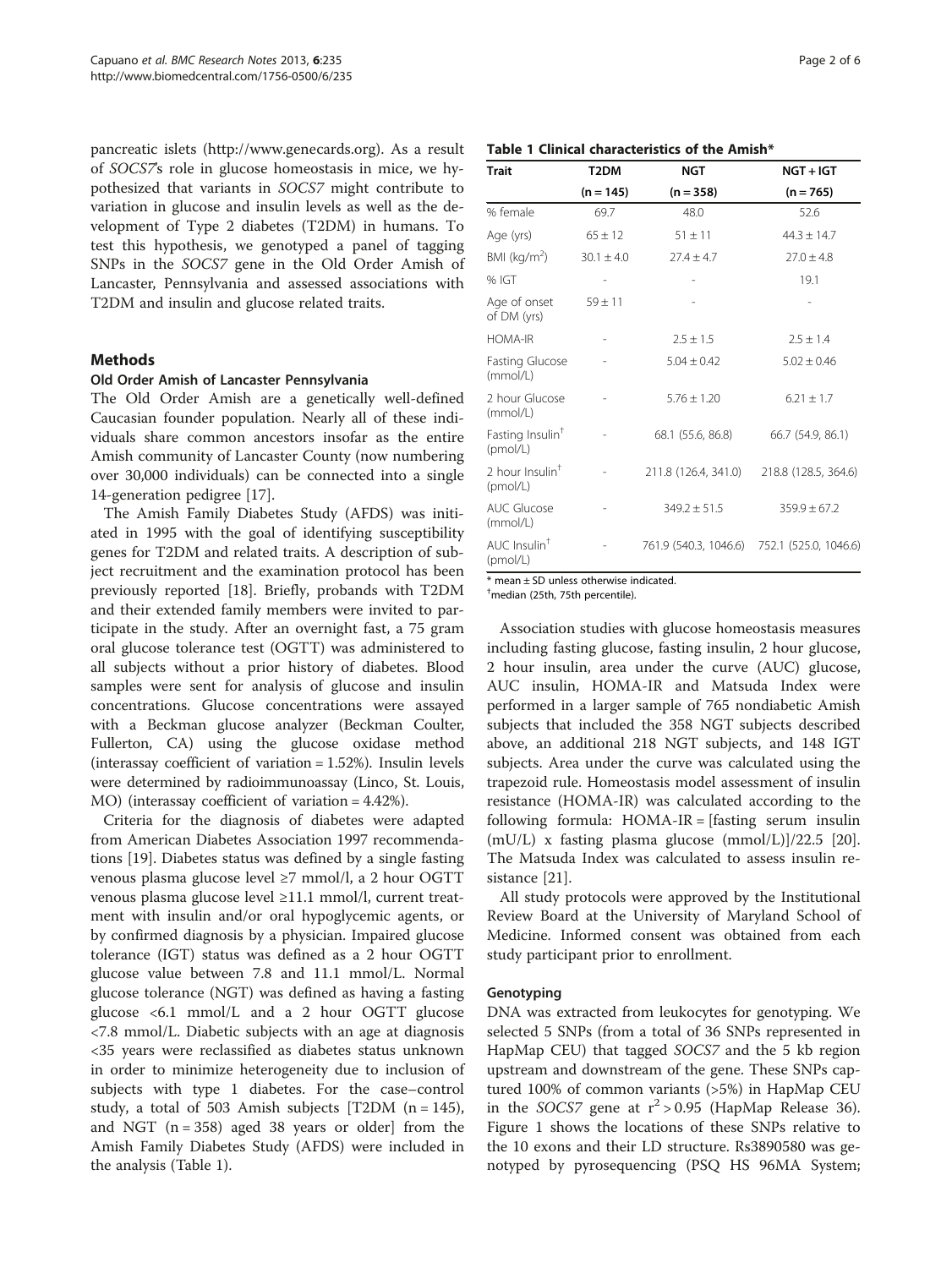pancreatic islets (http://www.genecards.org). As a result of *SOCS7*'s role in glucose homeostasis in mice, we hypothesized that variants in *SOCS7* might contribute to variation in glucose and insulin levels as well as the development of Type 2 diabetes (T2DM) in humans. To test this hypothesis, we genotyped a panel of tagging SNPs in the *SOCS7* gene in the Old Order Amish of Lancaster, Pennsylvania and assessed associations with T2DM and insulin and glucose related traits.

## Methods

### Old Order Amish of Lancaster Pennsylvania

The Old Order Amish are a genetically well-defined Caucasian founder population. Nearly all of these individuals share common ancestors insofar as the entire Amish community of Lancaster County (now numbering over 30,000 individuals) can be connected into a single 14-generation pedigree [17].

The Amish Family Diabetes Study (AFDS) was initiated in 1995 with the goal of identifying susceptibility genes for T2DM and related traits. A description of subject recruitment and the examination protocol has been previously reported [18]. Briefly, probands with T2DM and their extended family members were invited to participate in the study. After an overnight fast, a 75 gram oral glucose tolerance test (OGTT) was administered to all subjects without a prior history of diabetes. Blood samples were sent for analysis of glucose and insulin concentrations. Glucose concentrations were assayed with a Beckman glucose analyzer (Beckman Coulter, Fullerton, CA) using the glucose oxidase method (interassay coefficient of variation = 1.52%). Insulin levels were determined by radioimmunoassay (Linco, St. Louis, MO) (interassay coefficient of variation = 4.42%).

Criteria for the diagnosis of diabetes were adapted from American Diabetes Association 1997 recommendations [19]. Diabetes status was defined by a single fasting venous plasma glucose level ≥7 mmol/l, a 2 hour OGTT venous plasma glucose level ≥11.1 mmol/l, current treatment with insulin and/or oral hypoglycemic agents, or by confirmed diagnosis by a physician. Impaired glucose tolerance (IGT) status was defined as a 2 hour OGTT glucose value between 7.8 and 11.1 mmol/L. Normal glucose tolerance (NGT) was defined as having a fasting glucose <6.1 mmol/L and a 2 hour OGTT glucose <7.8 mmol/L. Diabetic subjects with an age at diagnosis <35 years were reclassified as diabetes status unknown in order to minimize heterogeneity due to inclusion of subjects with type 1 diabetes. For the case–control study, a total of 503 Amish subjects [T2DM (n = 145), and NGT (n = 358) aged 38 years or older] from the Amish Family Diabetes Study (AFDS) were included in the analysis (Table 1).

**Table 1 Clinical characteristics of the Amish***

| Trait | T2DM (n = 145) | NGT (n = 358) | NGT + IGT (n = 765) |
|---|---|---|---|
| % female | 69.7 | 48.0 | 52.6 |
| Age (yrs) | 65 ± 12 | 51 ± 11 | 44.3 ± 14.7 |
| BMI (kg/m$^2$) | 30.1 ± 4.0 | 27.4 ± 4.7 | 27.0 ± 4.8 |
| % IGT | - | - | 19.1 |
| Age of onset of DM (yrs) | 59 ± 11 | - | - |
| HOMA-IR | - | 2.5 ± 1.5 | 2.5 ± 1.4 |
| Fasting Glucose (mmol/L) | - | 5.04 ± 0.42 | 5.02 ± 0.46 |
| 2 hour Glucose (mmol/L) | - | 5.76 ± 1.20 | 6.21 ± 1.7 |
| Fasting Insulin† (pmol/L) | - | 68.1 (55.6, 86.8) | 66.7 (54.9, 86.1) |
| 2 hour Insulin† (pmol/L) | - | 211.8 (126.4, 341.0) | 218.8 (128.5, 364.6) |
| AUC Glucose (mmol/L) | - | 349.2 ± 51.5 | 359.9 ± 67.2 |
| AUC Insulin† (pmol/L) | - | 761.9 (540.3, 1046.6) | 752.1 (525.0, 1046.6) |

* mean ± SD unless otherwise indicated.
†median (25th, 75th percentile).

Association studies with glucose homeostasis measures including fasting glucose, fasting insulin, 2 hour glucose, 2 hour insulin, area under the curve (AUC) glucose, AUC insulin, HOMA-IR and Matsuda Index were performed in a larger sample of 765 nondiabetic Amish subjects that included the 358 NGT subjects described above, an additional 218 NGT subjects, and 148 IGT subjects. Area under the curve was calculated using the trapezoid rule. Homeostasis model assessment of insulin resistance (HOMA-IR) was calculated according to the following formula: HOMA-IR = [fasting serum insulin (mU/L) x fasting plasma glucose (mmol/L)]/22.5 [20]. The Matsuda Index was calculated to assess insulin resistance [21].

All study protocols were approved by the Institutional Review Board at the University of Maryland School of Medicine. Informed consent was obtained from each study participant prior to enrollment.

### Genotyping

DNA was extracted from leukocytes for genotyping. We selected 5 SNPs (from a total of 36 SNPs represented in HapMap CEU) that tagged *SOCS7* and the 5 kb region upstream and downstream of the gene. These SNPs captured 100% of common variants (>5%) in HapMap CEU in the *SOCS7* gene at $r^2 > 0.95$ (HapMap Release 36). Figure 1 shows the locations of these SNPs relative to the 10 exons and their LD structure. Rs3890580 was genotyped by pyrosequencing (PSQ HS 96MA System;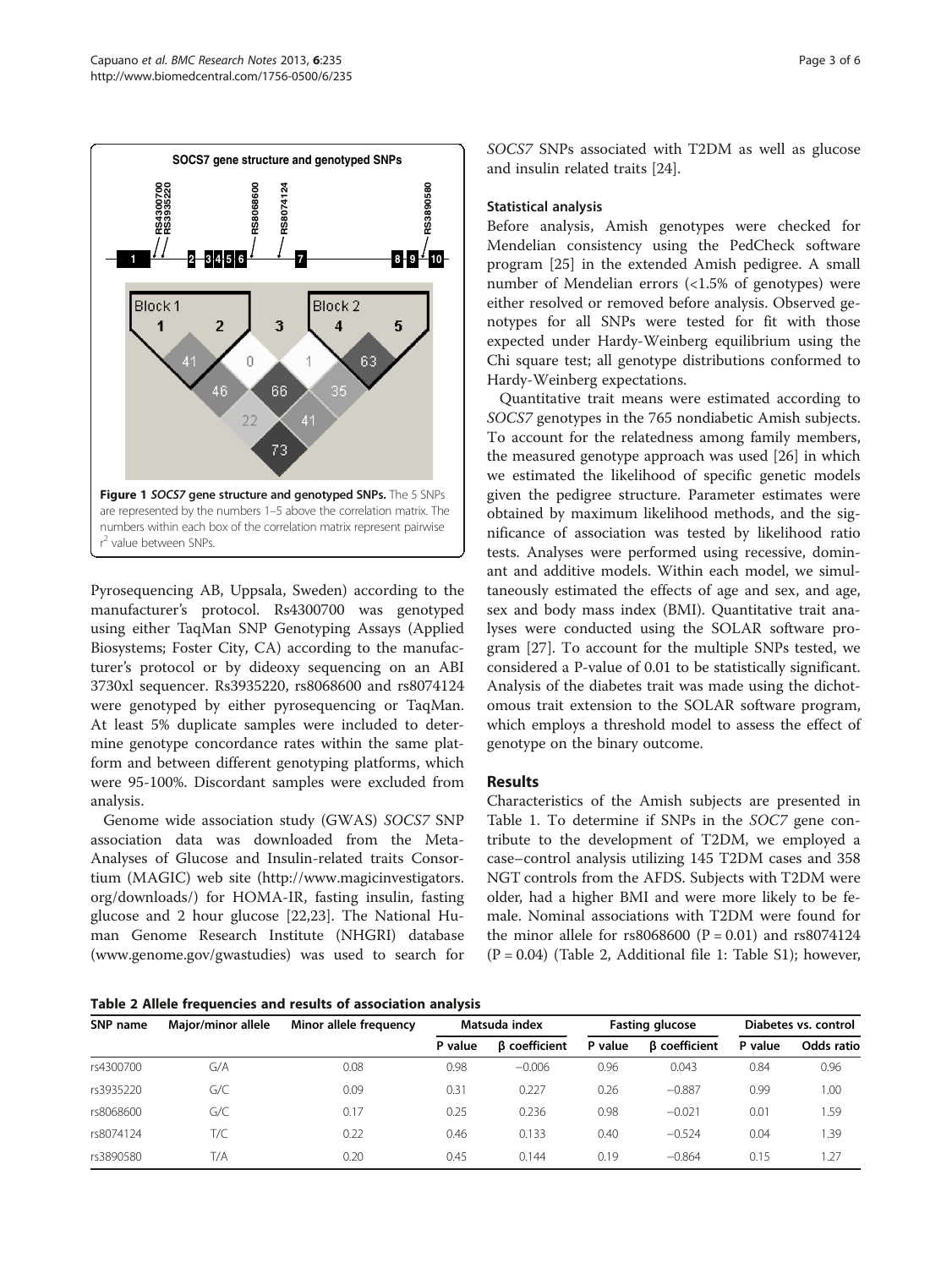**Figure 1** *SOCS7* **gene structure and genotyped SNPs.** The 5 SNPs are represented by the numbers 1–5 above the correlation matrix. The numbers within each box of the correlation matrix represent pairwise $r^2$ value between SNPs.

Pyrosequencing AB, Uppsala, Sweden) according to the manufacturer's protocol. Rs4300700 was genotyped using either TaqMan SNP Genotyping Assays (Applied Biosystems; Foster City, CA) according to the manufacturer's protocol or by dideoxy sequencing on an ABI 3730xl sequencer. Rs3935220, rs8068600 and rs8074124 were genotyped by either pyrosequencing or TaqMan. At least 5% duplicate samples were included to determine genotype concordance rates within the same platform and between different genotyping platforms, which were 95-100%. Discordant samples were excluded from analysis.

Genome wide association study (GWAS) *SOCS7* SNP association data was downloaded from the Meta-Analyses of Glucose and Insulin-related traits Consortium (MAGIC) web site (http://www.magicinvestigators.org/downloads/) for HOMA-IR, fasting insulin, fasting glucose and 2 hour glucose [22,23]. The National Human Genome Research Institute (NHGRI) database (www.genome.gov/gwastudies) was used to search for *SOCS7* SNPs associated with T2DM as well as glucose and insulin related traits [24].

### Statistical analysis

Before analysis, Amish genotypes were checked for Mendelian consistency using the PedCheck software program [25] in the extended Amish pedigree. A small number of Mendelian errors (<1.5% of genotypes) were either resolved or removed before analysis. Observed genotypes for all SNPs were tested for fit with those expected under Hardy-Weinberg equilibrium using the Chi square test; all genotype distributions conformed to Hardy-Weinberg expectations.

Quantitative trait means were estimated according to *SOCS7* genotypes in the 765 nondiabetic Amish subjects. To account for the relatedness among family members, the measured genotype approach was used [26] in which we estimated the likelihood of specific genetic models given the pedigree structure. Parameter estimates were obtained by maximum likelihood methods, and the significance of association was tested by likelihood ratio tests. Analyses were performed using recessive, dominant and additive models. Within each model, we simultaneously estimated the effects of age and sex, and age, sex and body mass index (BMI). Quantitative trait analyses were conducted using the SOLAR software program [27]. To account for the multiple SNPs tested, we considered a P-value of 0.01 to be statistically significant. Analysis of the diabetes trait was made using the dichotomous trait extension to the SOLAR software program, which employs a threshold model to assess the effect of genotype on the binary outcome.

## Results

Characteristics of the Amish subjects are presented in Table 1. To determine if SNPs in the *SOC7* gene contribute to the development of T2DM, we employed a case–control analysis utilizing 145 T2DM cases and 358 NGT controls from the AFDS. Subjects with T2DM were older, had a higher BMI and were more likely to be female. Nominal associations with T2DM were found for the minor allele for rs8068600 (P = 0.01) and rs8074124 (P = 0.04) (Table 2, Additional file 1: Table S1); however,

**Table 2 Allele frequencies and results of association analysis**

| SNP name | Major/minor allele | Minor allele frequency | Matsuda index | | Fasting glucose | | Diabetes vs. control | |
|---|---|---|---|---|---|---|---|---|
| | | | P value | β coefficient | P value | β coefficient | P value | Odds ratio |
| rs4300700 | G/A | 0.08 | 0.98 | −0.006 | 0.96 | 0.043 | 0.84 | 0.96 |
| rs3935220 | G/C | 0.09 | 0.31 | 0.227 | 0.26 | −0.887 | 0.99 | 1.00 |
| rs8068600 | G/C | 0.17 | 0.25 | 0.236 | 0.98 | −0.021 | 0.01 | 1.59 |
| rs8074124 | T/C | 0.22 | 0.46 | 0.133 | 0.40 | −0.524 | 0.04 | 1.39 |
| rs3890580 | T/A | 0.20 | 0.45 | 0.144 | 0.19 | −0.864 | 0.15 | 1.27 |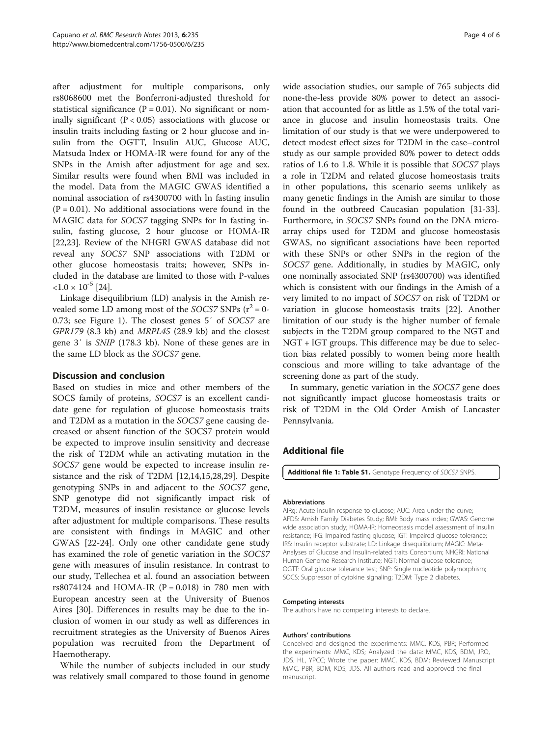after adjustment for multiple comparisons, only rs8068600 met the Bonferroni-adjusted threshold for statistical significance ($P = 0.01$). No significant or nominally significant ($P < 0.05$) associations with glucose or insulin traits including fasting or 2 hour glucose and insulin from the OGTT, Insulin AUC, Glucose AUC, Matsuda Index or HOMA-IR were found for any of the SNPs in the Amish after adjustment for age and sex. Similar results were found when BMI was included in the model. Data from the MAGIC GWAS identified a nominal association of rs4300700 with ln fasting insulin ($P = 0.01$). No additional associations were found in the MAGIC data for *SOCS7* tagging SNPs for ln fasting insulin, fasting glucose, 2 hour glucose or HOMA-IR [22,23]. Review of the NHGRI GWAS database did not reveal any *SOCS7* SNP associations with T2DM or other glucose homeostasis traits; however, SNPs included in the database are limited to those with P-values $<1.0 \times 10^{-5}$ [24].

Linkage disequilibrium (LD) analysis in the Amish revealed some LD among most of the *SOCS7* SNPs ($r^2$ = 0-0.73; see Figure 1). The closest genes 5′ of *SOCS7* are *GPR179* (8.3 kb) and *MRPL45* (28.9 kb) and the closest gene 3′ is *SNIP* (178.3 kb). None of these genes are in the same LD block as the *SOCS7* gene.

## Discussion and conclusion

Based on studies in mice and other members of the SOCS family of proteins, *SOCS7* is an excellent candidate gene for regulation of glucose homeostasis traits and T2DM as a mutation in the *SOCS7* gene causing decreased or absent function of the SOCS7 protein would be expected to improve insulin sensitivity and decrease the risk of T2DM while an activating mutation in the *SOCS7* gene would be expected to increase insulin resistance and the risk of T2DM [12,14,15,28,29]. Despite genotyping SNPs in and adjacent to the *SOCS7* gene, SNP genotype did not significantly impact risk of T2DM, measures of insulin resistance or glucose levels after adjustment for multiple comparisons. These results are consistent with findings in MAGIC and other GWAS [22-24]. Only one other candidate gene study has examined the role of genetic variation in the *SOCS7* gene with measures of insulin resistance. In contrast to our study, Tellechea et al. found an association between rs8074124 and HOMA-IR ($P = 0.018$) in 780 men with European ancestry seen at the University of Buenos Aires [30]. Differences in results may be due to the inclusion of women in our study as well as differences in recruitment strategies as the University of Buenos Aires population was recruited from the Department of Haemotherapy.

While the number of subjects included in our study was relatively small compared to those found in genome wide association studies, our sample of 765 subjects did none-the-less provide 80% power to detect an association that accounted for as little as 1.5% of the total variance in glucose and insulin homeostasis traits. One limitation of our study is that we were underpowered to detect modest effect sizes for T2DM in the case–control study as our sample provided 80% power to detect odds ratios of 1.6 to 1.8. While it is possible that *SOCS7* plays a role in T2DM and related glucose homeostasis traits in other populations, this scenario seems unlikely as many genetic findings in the Amish are similar to those found in the outbreed Caucasian population [31-33]. Furthermore, in *SOCS7* SNPs found on the DNA microarray chips used for T2DM and glucose homeostasis GWAS, no significant associations have been reported with these SNPs or other SNPs in the region of the *SOCS7* gene. Additionally, in studies by MAGIC, only one nominally associated SNP (rs4300700) was identified which is consistent with our findings in the Amish of a very limited to no impact of *SOCS7* on risk of T2DM or variation in glucose homeostasis traits [22]. Another limitation of our study is the higher number of female subjects in the T2DM group compared to the NGT and NGT + IGT groups. This difference may be due to selection bias related possibly to women being more health conscious and more willing to take advantage of the screening done as part of the study.

In summary, genetic variation in the *SOCS7* gene does not significantly impact glucose homeostasis traits or risk of T2DM in the Old Order Amish of Lancaster Pennsylvania.

## Additional file

**Additional file 1: Table S1.** Genotype Frequency of *SOCS7* SNPS.

#### Abbreviations

AIRg: Acute insulin response to glucose; AUC: Area under the curve; AFDS: Amish Family Diabetes Study; BMI: Body mass index; GWAS: Genome wide association study; HOMA-IR: Homeostasis model assessment of insulin resistance; IFG: Impaired fasting glucose; IGT: Impaired glucose tolerance; IRS: Insulin receptor substrate; LD: Linkage disequilibrium; MAGIC: Meta-Analyses of Glucose and Insulin-related traits Consortium; NHGRI: National Human Genome Research Institute; NGT: Normal glucose tolerance; OGTT: Oral glucose tolerance test; SNP: Single nucleotide polymorphism; SOCS: Suppressor of cytokine signaling; T2DM: Type 2 diabetes.

#### Competing interests

The authors have no competing interests to declare.

#### Authors' contributions

Conceived and designed the experiments: MMC. KDS, PBR; Performed the experiments: MMC, KDS; Analyzed the data: MMC, KDS, BDM, JRO, JDS. HL, YPCC; Wrote the paper: MMC, KDS, BDM; Reviewed Manuscript MMC, PBR, BDM, KDS, JDS. All authors read and approved the final manuscript.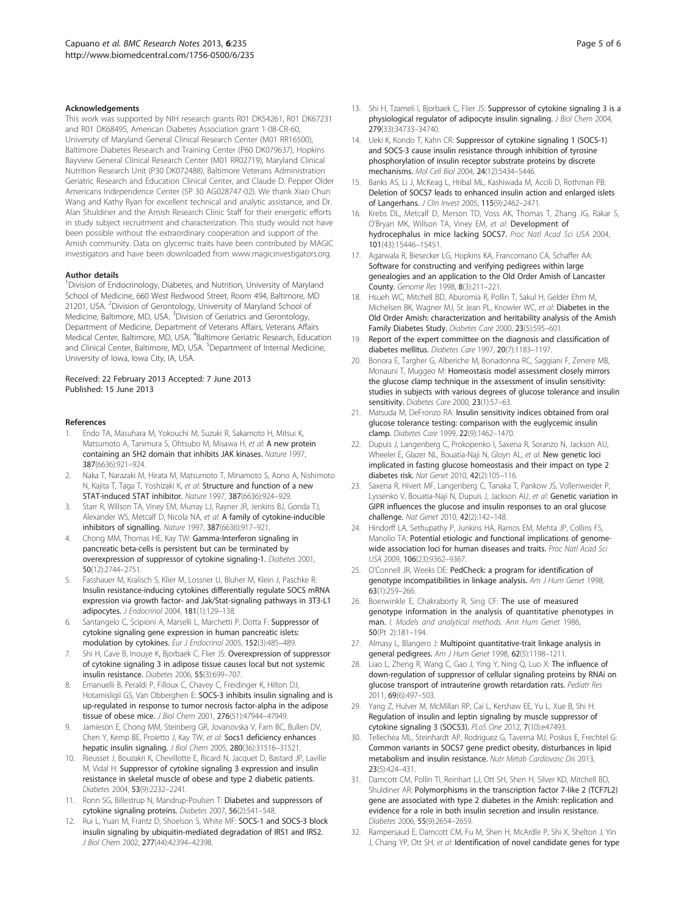## Acknowledgements

This work was supported by NIH research grants R01 DK54261, R01 DK67231 and R01 DK68495, American Diabetes Association grant 1-08-CR-60, University of Maryland General Clinical Research Center (M01 RR16500), Baltimore Diabetes Research and Training Center (P60 DK079637), Hopkins Bayview General Clinical Research Center (M01 RR02719), Maryland Clinical Nutrition Research Unit (P30 DK072488), Baltimore Veterans Administration Geriatric Research and Education Clinical Center, and Claude D. Pepper Older Americans Independence Center (5P 30 AG028747-02). We thank Xiao Chun Wang and Kathy Ryan for excellent technical and analytic assistance, and Dr. Alan Shuldiner and the Amish Research Clinic Staff for their energetic efforts in study subject recruitment and characterization. This study would not have been possible without the extraordinary cooperation and support of the Amish community. Data on glycemic traits have been contributed by MAGIC investigators and have been downloaded from www.magicinvestigators.org.

## Author details

[1]Division of Endocrinology, Diabetes, and Nutrition, University of Maryland School of Medicine, 660 West Redwood Street, Room 494, Baltimore, MD 21201, USA. [2]Division of Gerontology, University of Maryland School of Medicine, Baltimore, MD, USA. [3]Division of Geriatrics and Gerontology, Department of Medicine, Department of Veterans Affairs, Veterans Affairs Medical Center, Baltimore, MD, USA. [4]Baltimore Geriatric Research, Education and Clinical Center, Baltimore, MD, USA. [5]Department of Internal Medicine, University of Iowa, Iowa City, IA, USA.

Received: 22 February 2013 Accepted: 7 June 2013
Published: 15 June 2013

## References

1. Endo TA, Masuhara M, Yokouchi M, Suzuki R, Sakamoto H, Mitsui K, Matsumoto A, Tanimura S, Ohtsubo M, Misawa H, *et al*: **A new protein containing an SH2 domain that inhibits JAK kinases.** *Nature* 1997, **387**(6636):921–924.
2. Naka T, Narazaki M, Hirata M, Matsumoto T, Minamoto S, Aono A, Nishimoto N, Kajita T, Taga T, Yoshizaki K, *et al*: **Structure and function of a new STAT-induced STAT inhibitor.** *Nature* 1997, **387**(6636):924–929.
3. Starr R, Willson TA, Viney EM, Murray LJ, Rayner JR, Jenkins BJ, Gonda TJ, Alexander WS, Metcalf D, Nicola NA, *et al*: **A family of cytokine-inducible inhibitors of signalling.** *Nature* 1997, **387**(6636):917–921.
4. Chong MM, Thomas HE, Kay TW: **Gamma-Interferon signaling in pancreatic beta-cells is persistent but can be terminated by overexpression of suppressor of cytokine signaling-1.** *Diabetes* 2001, **50**(12):2744–2751.
5. Fasshauer M, Kralisch S, Klier M, Lossner U, Bluher M, Klein J, Paschke R: **Insulin resistance-inducing cytokines differentially regulate SOCS mRNA expression via growth factor- and Jak/Stat-signaling pathways in 3T3-L1 adipocytes.** *J Endocrinol* 2004, **181**(1):129–138.
6. Santangelo C, Scipioni A, Marselli L, Marchetti P, Dotta F: **Suppressor of cytokine signaling gene expression in human pancreatic islets: modulation by cytokines.** *Eur J Endocrinol* 2005, **152**(3):485–489.
7. Shi H, Cave B, Inouye K, Bjorbaek C, Flier JS: **Overexpression of suppressor of cytokine signaling 3 in adipose tissue causes local but not systemic insulin resistance.** *Diabetes* 2006, **55**(3):699–707.
8. Emanuelli B, Peraldi P, Filloux C, Chavey C, Freidinger K, Hilton DJ, Hotamisligil GS, Van Obberghen E: **SOCS-3 inhibits insulin signaling and is up-regulated in response to tumor necrosis factor-alpha in the adipose tissue of obese mice.** *J Biol Chem* 2001, **276**(51):47944–47949.
9. Jamieson E, Chong MM, Steinberg GR, Jovanovska V, Fam BC, Bullen DV, Chen Y, Kemp BE, Proietto J, Kay TW, *et al*: **Socs1 deficiency enhances hepatic insulin signaling.** *J Biol Chem* 2005, **280**(36):31516–31521.
10. Rieusset J, Bouzakri K, Chevillotte E, Ricard N, Jacquet D, Bastard JP, Laville M, Vidal H: **Suppressor of cytokine signaling 3 expression and insulin resistance in skeletal muscle of obese and type 2 diabetic patients.** *Diabetes* 2004, **53**(9):2232–2241.
11. Ronn SG, Billestrup N, Mandrup-Poulsen T: **Diabetes and suppressors of cytokine signaling proteins.** *Diabetes* 2007, **56**(2):541–548.
12. Rui L, Yuan M, Frantz D, Shoelson S, White MF: **SOCS-1 and SOCS-3 block insulin signaling by ubiquitin-mediated degradation of IRS1 and IRS2.** *J Biol Chem* 2002, **277**(44):42394–42398.
13. Shi H, Tzameli I, Bjorbaek C, Flier JS: **Suppressor of cytokine signaling 3 is a physiological regulator of adipocyte insulin signaling.** *J Biol Chem* 2004, **279**(33):34733–34740.
14. Ueki K, Kondo T, Kahn CR: **Suppressor of cytokine signaling 1 (SOCS-1) and SOCS-3 cause insulin resistance through inhibition of tyrosine phosphorylation of insulin receptor substrate proteins by discrete mechanisms.** *Mol Cell Biol* 2004, **24**(12):5434–5446.
15. Banks AS, Li J, McKeag L, Hribal ML, Kashiwada M, Accili D, Rothman PB: **Deletion of SOCS7 leads to enhanced insulin action and enlarged islets of Langerhans.** *J Clin Invest* 2005, **115**(9):2462–2471.
16. Krebs DL, Metcalf D, Merson TD, Voss AK, Thomas T, Zhang JG, Rakar S, O'Bryan MK, Willson TA, Viney EM, *et al*: **Development of hydrocephalus in mice lacking SOCS7.** *Proc Natl Acad Sci USA* 2004, **101**(43):15446–15451.
17. Agarwala R, Biesecker LG, Hopkins KA, Francomano CA, Schaffer AA: **Software for constructing and verifying pedigrees within large genealogies and an application to the Old Order Amish of Lancaster County.** *Genome Res* 1998, **8**(3):211–221.
18. Hsueh WC, Mitchell BD, Aburomia R, Pollin T, Sakul H, Gelder Ehm M, Michelsen BK, Wagner MJ, St Jean PL, Knowler WC, *et al*: **Diabetes in the Old Order Amish: characterization and heritability analysis of the Amish Family Diabetes Study.** *Diabetes Care* 2000, **23**(5):595–601.
19. **Report of the expert committee on the diagnosis and classification of diabetes mellitus.** *Diabetes Care* 1997, **20**(7):1183–1197.
20. Bonora E, Targher G, Alberiche M, Bonadonna RC, Saggiani F, Zenere MB, Monauni T, Muggeo M: **Homeostasis model assessment closely mirrors the glucose clamp technique in the assessment of insulin sensitivity: studies in subjects with various degrees of glucose tolerance and insulin sensitivity.** *Diabetes Care* 2000, **23**(1):57–63.
21. Matsuda M, DeFronzo RA: **Insulin sensitivity indices obtained from oral glucose tolerance testing: comparison with the euglycemic insulin clamp.** *Diabetes Care* 1999, **22**(9):1462–1470.
22. Dupuis J, Langenberg C, Prokopenko I, Saxena R, Soranzo N, Jackson AU, Wheeler E, Glazer NL, Bouatia-Naji N, Gloyn AL, *et al*: **New genetic loci implicated in fasting glucose homeostasis and their impact on type 2 diabetes risk.** *Nat Genet* 2010, **42**(2):105–116.
23. Saxena R, Hivert MF, Langenberg C, Tanaka T, Pankow JS, Vollenweider P, Lyssenko V, Bouatia-Naji N, Dupuis J, Jackson AU, *et al*: **Genetic variation in GIPR influences the glucose and insulin responses to an oral glucose challenge.** *Nat Genet* 2010, **42**(2):142–148.
24. Hindorff LA, Sethupathy P, Junkins HA, Ramos EM, Mehta JP, Collins FS, Manolio TA: **Potential etiologic and functional implications of genome-wide association loci for human diseases and traits.** *Proc Natl Acad Sci USA* 2009, **106**(23):9362–9367.
25. O'Connell JR, Weeks DE: **PedCheck: a program for identification of genotype incompatibilities in linkage analysis.** *Am J Hum Genet* 1998, **63**(1):259–266.
26. Boerwinkle E, Chakraborty R, Sing CF: **The use of measured genotype information in the analysis of quantitative phenotypes in man.** *I. Models and analytical methods. Ann Hum Genet* 1986, **50**(Pt 2):181–194.
27. Almasy L, Blangero J: **Multipoint quantitative-trait linkage analysis in general pedigrees.** *Am J Hum Genet* 1998, **62**(5):1198–1211.
28. Liao L, Zheng R, Wang C, Gao J, Ying Y, Ning Q, Luo X: **The influence of down-regulation of suppressor of cellular signaling proteins by RNAi on glucose transport of intrauterine growth retardation rats.** *Pediatr Res* 2011, **69**(6):497–503.
29. Yang Z, Hulver M, McMillan RP, Cai L, Kershaw EE, Yu L, Xue B, Shi H: **Regulation of insulin and leptin signaling by muscle suppressor of cytokine signaling 3 (SOCS3).** *PLoS One* 2012, **7**(10):e47493.
30. Tellechea ML, Steinhardt AP, Rodriguez G, Taverna MJ, Poskus E, Frechtel G: **Common variants in SOCS7 gene predict obesity, disturbances in lipid metabolism and insulin resistance.** *Nutr Metab Cardiovasc Dis* 2013, **23**(5):424–431.
31. Damcott CM, Pollin TI, Reinhart LJ, Ott SH, Shen H, Silver KD, Mitchell BD, Shuldiner AR: **Polymorphisms in the transcription factor 7-like 2 (TCF7L2) gene are associated with type 2 diabetes in the Amish: replication and evidence for a role in both insulin secretion and insulin resistance.** *Diabetes* 2006, **55**(9):2654–2659.
32. Rampersaud E, Damcott CM, Fu M, Shen H, McArdle P, Shi X, Shelton J, Yin J, Chang YP, Ott SH, *et al*: **Identification of novel candidate genes for type**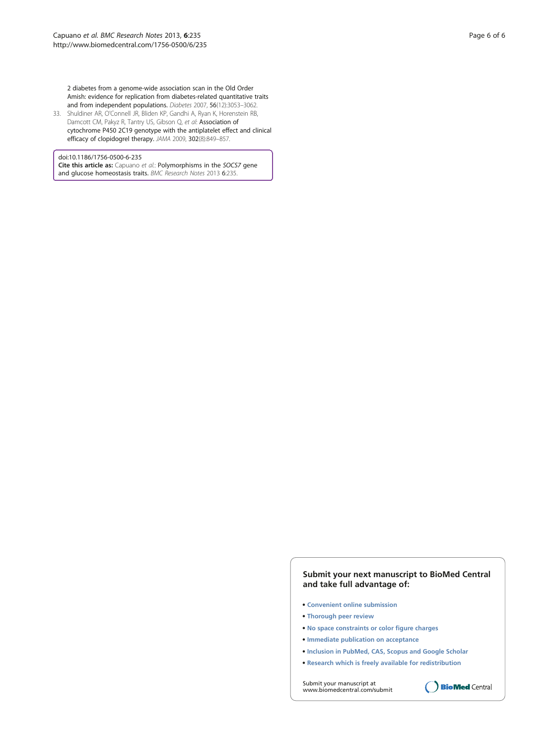2 diabetes from a genome-wide association scan in the Old Order Amish: evidence for replication from diabetes-related quantitative traits and from independent populations. *Diabetes* 2007, **56**(12):3053–3062.

33. Shuldiner AR, O'Connell JR, Bliden KP, Gandhi A, Ryan K, Horenstein RB, Damcott CM, Pakyz R, Tantry US, Gibson Q, *et al*: **Association of cytochrome P450 2C19 genotype with the antiplatelet effect and clinical efficacy of clopidogrel therapy.** *JAMA* 2009, **302**(8):849–857.

doi:10.1186/1756-0500-6-235
**Cite this article as:** Capuano *et al.*: Polymorphisms in the *SOCS7* gene and glucose homeostasis traits. *BMC Research Notes* 2013 **6**:235.

**Submit your next manuscript to BioMed Central and take full advantage of:**

- **Convenient online submission**
- **Thorough peer review**
- **No space constraints or color figure charges**
- **Immediate publication on acceptance**
- **Inclusion in PubMed, CAS, Scopus and Google Scholar**
- **Research which is freely available for redistribution**

Submit your manuscript at
www.biomedcentral.com/submit

BioMed Central